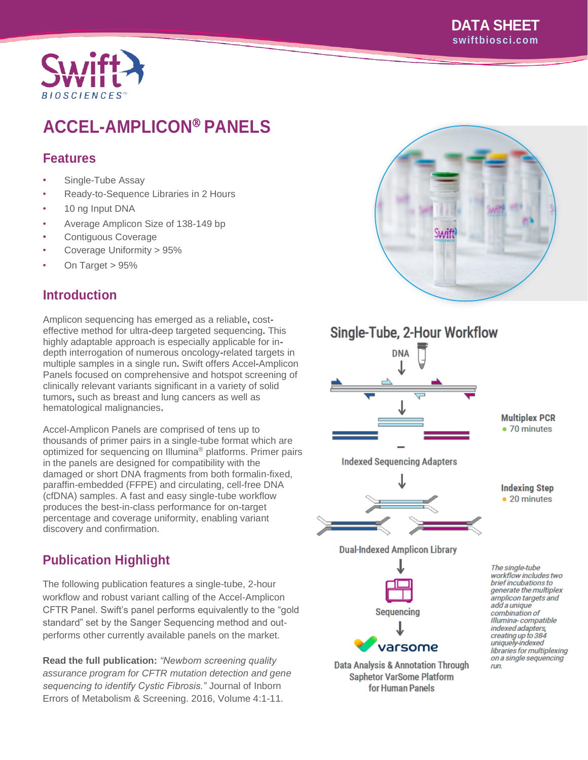DATA SHEET
swiftbiosci.com

# ACCEL-AMPLICON® PANELS

## Features

- Single-Tube Assay
- Ready-to-Sequence Libraries in 2 Hours
- 10 ng Input DNA
- Average Amplicon Size of 138-149 bp
- Contiguous Coverage
- Coverage Uniformity > 95%
- On Target > 95%

## Introduction

Amplicon sequencing has emerged as a reliable, cost-effective method for ultra-deep targeted sequencing. This highly adaptable approach is especially applicable for in-depth interrogation of numerous oncology-related targets in multiple samples in a single run. Swift offers Accel-Amplicon Panels focused on comprehensive and hotspot screening of clinically relevant variants significant in a variety of solid tumors, such as breast and lung cancers as well as hematological malignancies.

Accel-Amplicon Panels are comprised of tens up to thousands of primer pairs in a single-tube format which are optimized for sequencing on Illumina® platforms. Primer pairs in the panels are designed for compatibility with the damaged or short DNA fragments from both formalin-fixed, paraffin-embedded (FFPE) and circulating, cell-free DNA (cfDNA) samples. A fast and easy single-tube workflow produces the best-in-class performance for on-target percentage and coverage uniformity, enabling variant discovery and confirmation.

## Publication Highlight

The following publication features a single-tube, 2-hour workflow and robust variant calling of the Accel-Amplicon CFTR Panel. Swift's panel performs equivalently to the "gold standard" set by the Sanger Sequencing method and out-performs other currently available panels on the market.

**Read the full publication:** *"Newborn screening quality assurance program for CFTR mutation detection and gene sequencing to identify Cystic Fibrosis."* Journal of Inborn Errors of Metabolism & Screening. 2016, Volume 4:1-11.

## Single-Tube, 2-Hour Workflow

DNA

**Multiplex PCR**
- 70 minutes

Indexed Sequencing Adapters

**Indexing Step**
- 20 minutes

Dual-Indexed Amplicon Library

Sequencing

varsome

Data Analysis & Annotation Through Saphetor VarSome Platform for Human Panels

*The single-tube workflow includes two brief incubations to generate the multiplex amplicon targets and add a unique combination of Illumina-compatible indexed adapters, creating up to 384 uniquely-indexed libraries for multiplexing on a single sequencing run.*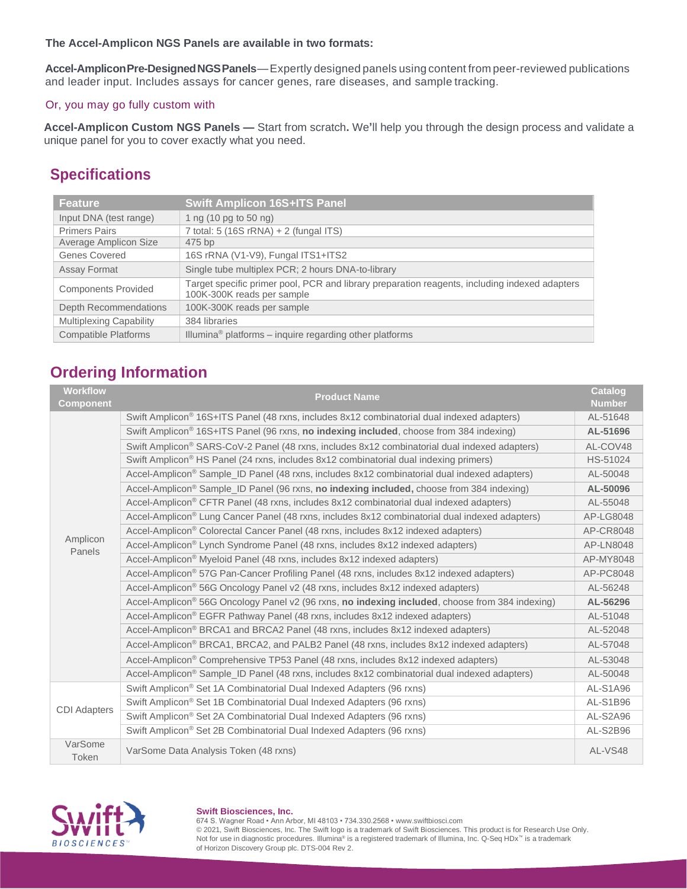**The Accel-Amplicon NGS Panels are available in two formats:**

**Accel-Amplicon Pre-Designed NGS Panels**—Expertly designed panels using content from peer-reviewed publications and leader input. Includes assays for cancer genes, rare diseases, and sample tracking.

Or, you may go fully custom with

**Accel-Amplicon Custom NGS Panels —** Start from scratch**.** We'll help you through the design process and validate a unique panel for you to cover exactly what you need.

## Specifications

| Feature | Swift Amplicon 16S+ITS Panel |
|---|---|
| Input DNA (test range) | 1 ng (10 pg to 50 ng) |
| Primers Pairs | 7 total: 5 (16S rRNA) + 2 (fungal ITS) |
| Average Amplicon Size | 475 bp |
| Genes Covered | 16S rRNA (V1-V9), Fungal ITS1+ITS2 |
| Assay Format | Single tube multiplex PCR; 2 hours DNA-to-library |
| Components Provided | Target specific primer pool, PCR and library preparation reagents, including indexed adapters 100K-300K reads per sample |
| Depth Recommendations | 100K-300K reads per sample |
| Multiplexing Capability | 384 libraries |
| Compatible Platforms | Illumina® platforms – inquire regarding other platforms |

## Ordering Information

| Workflow Component | Product Name | Catalog Number |
|---|---|---|
| Amplicon Panels | Swift Amplicon® 16S+ITS Panel (48 rxns, includes 8x12 combinatorial dual indexed adapters) | AL-51648 |
| | Swift Amplicon® 16S+ITS Panel (96 rxns, **no indexing included**, choose from 384 indexing) | **AL-51696** |
| | Swift Amplicon® SARS-CoV-2 Panel (48 rxns, includes 8x12 combinatorial dual indexed adapters) | AL-COV48 |
| | Swift Amplicon® HS Panel (24 rxns, includes 8x12 combinatorial dual indexing primers) | HS-51024 |
| | Accel-Amplicon® Sample_ID Panel (48 rxns, includes 8x12 combinatorial dual indexed adapters) | AL-50048 |
| | Accel-Amplicon® Sample_ID Panel (96 rxns, **no indexing included,** choose from 384 indexing) | **AL-50096** |
| | Accel-Amplicon® CFTR Panel (48 rxns, includes 8x12 combinatorial dual indexed adapters) | AL-55048 |
| | Accel-Amplicon® Lung Cancer Panel (48 rxns, includes 8x12 combinatorial dual indexed adapters) | AP-LG8048 |
| | Accel-Amplicon® Colorectal Cancer Panel (48 rxns, includes 8x12 indexed adapters) | AP-CR8048 |
| | Accel-Amplicon® Lynch Syndrome Panel (48 rxns, includes 8x12 indexed adapters) | AP-LN8048 |
| | Accel-Amplicon® Myeloid Panel (48 rxns, includes 8x12 indexed adapters) | AP-MY8048 |
| | Accel-Amplicon® 57G Pan-Cancer Profiling Panel (48 rxns, includes 8x12 indexed adapters) | AP-PC8048 |
| | Accel-Amplicon® 56G Oncology Panel v2 (48 rxns, includes 8x12 indexed adapters) | AL-56248 |
| | Accel-Amplicon® 56G Oncology Panel v2 (96 rxns, **no indexing included**, choose from 384 indexing) | **AL-56296** |
| | Accel-Amplicon® EGFR Pathway Panel (48 rxns, includes 8x12 indexed adapters) | AL-51048 |
| | Accel-Amplicon® BRCA1 and BRCA2 Panel (48 rxns, includes 8x12 indexed adapters) | AL-52048 |
| | Accel-Amplicon® BRCA1, BRCA2, and PALB2 Panel (48 rxns, includes 8x12 indexed adapters) | AL-57048 |
| | Accel-Amplicon® Comprehensive TP53 Panel (48 rxns, includes 8x12 indexed adapters) | AL-53048 |
| | Accel-Amplicon® Sample_ID Panel (48 rxns, includes 8x12 combinatorial dual indexed adapters) | AL-50048 |
| CDI Adapters | Swift Amplicon® Set 1A Combinatorial Dual Indexed Adapters (96 rxns) | AL-S1A96 |
| | Swift Amplicon® Set 1B Combinatorial Dual Indexed Adapters (96 rxns) | AL-S1B96 |
| | Swift Amplicon® Set 2A Combinatorial Dual Indexed Adapters (96 rxns) | AL-S2A96 |
| | Swift Amplicon® Set 2B Combinatorial Dual Indexed Adapters (96 rxns) | AL-S2B96 |
| VarSome Token | VarSome Data Analysis Token (48 rxns) | AL-VS48 |

**Swift Biosciences, Inc.**
674 S. Wagner Road • Ann Arbor, MI 48103 • 734.330.2568 • www.swiftbiosci.com
© 2021, Swift Biosciences, Inc. The Swift logo is a trademark of Swift Biosciences. This product is for Research Use Only. Not for use in diagnostic procedures. Illumina® is a registered trademark of Illumina, Inc. Q-Seq HDx™ is a trademark of Horizon Discovery Group plc. DTS-004 Rev 2.